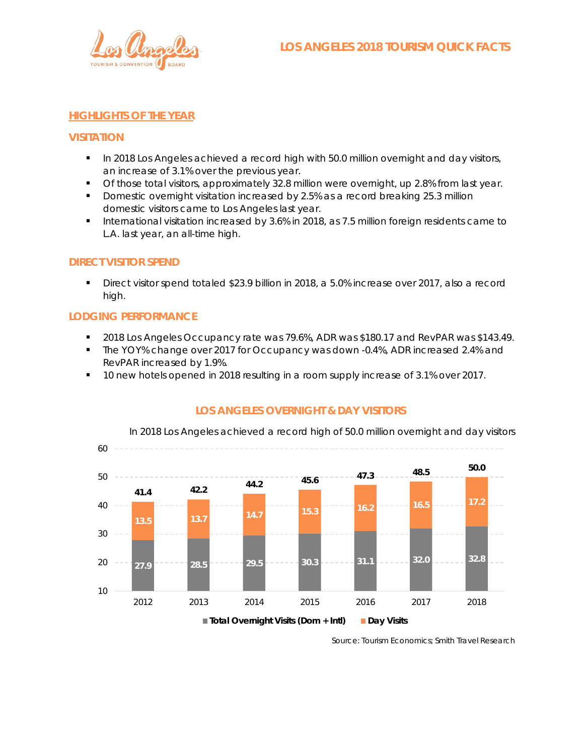# LOS ANGELES 2018 TOURISM QUICK FACTS

## HIGHLIGHTS OF THE YEAR

### VISITATION

- In 2018 Los Angeles achieved a record high with 50.0 million overnight and day visitors, an increase of 3.1% over the previous year.
- Of those total visitors, approximately 32.8 million were overnight, up 2.8% from last year.
- Domestic overnight visitation increased by 2.5% as a record breaking 25.3 million domestic visitors came to Los Angeles last year.
- International visitation increased by 3.6% in 2018, as 7.5 million foreign residents came to L.A. last year, an all-time high.

### DIRECT VISITOR SPEND

- Direct visitor spend totaled $23.9 billion in 2018, a 5.0% increase over 2017, also a record high.

### LODGING PERFORMANCE

- 2018 Los Angeles Occupancy rate was 79.6%, ADR was $180.17 and RevPAR was $143.49.
- The YOY% change over 2017 for Occupancy was down -0.4%, ADR increased 2.4% and RevPAR increased by 1.9%.
- 10 new hotels opened in 2018 resulting in a room supply increase of 3.1% over 2017.

### LOS ANGELES OVERNIGHT & DAY VISITORS

In 2018 Los Angeles achieved a record high of 50.0 million overnight and day visitors

| Year | Total Overnight Visits (Dom + Intl) | Day Visits | Total |
|---|---|---|---|
| 2012 | 27.9 | 13.5 | 41.4 |
| 2013 | 28.5 | 13.7 | 42.2 |
| 2014 | 29.5 | 14.7 | 44.2 |
| 2015 | 30.3 | 15.3 | 45.6 |
| 2016 | 31.1 | 16.2 | 47.3 |
| 2017 | 32.0 | 16.5 | 48.5 |
| 2018 | 32.8 | 17.2 | 50.0 |

Source: Tourism Economics; Smith Travel Research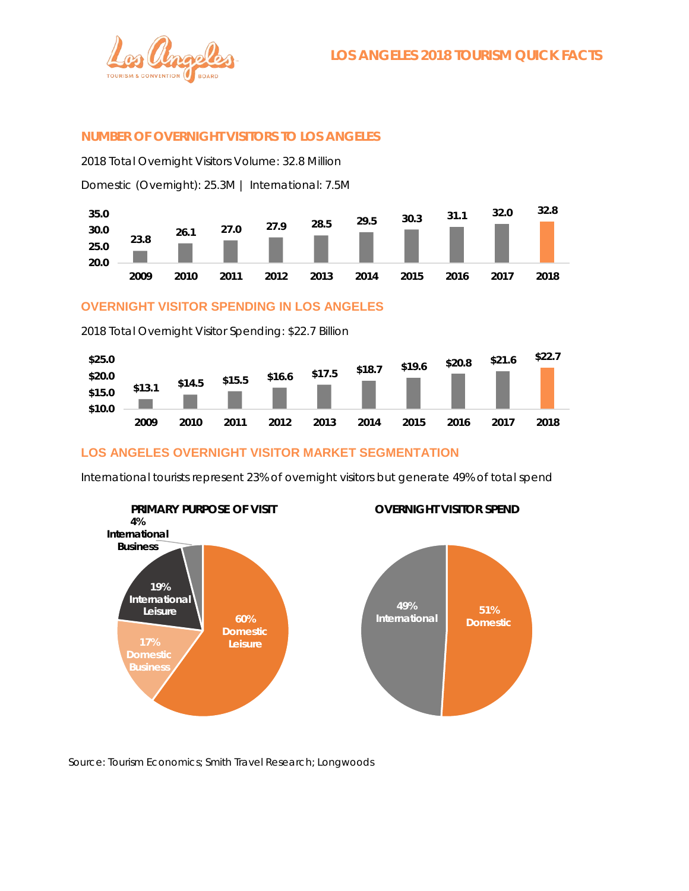# LOS ANGELES 2018 TOURISM QUICK FACTS

## NUMBER OF OVERNIGHT VISITORS TO LOS ANGELES

2018 Total Overnight Visitors Volume: 32.8 Million

Domestic (Overnight): 25.3M | International: 7.5M

| Year | 2009 | 2010 | 2011 | 2012 | 2013 | 2014 | 2015 | 2016 | 2017 | 2018 |
|---|---|---|---|---|---|---|---|---|---|---|
| Visitors (M) | 23.8 | 26.1 | 27.0 | 27.9 | 28.5 | 29.5 | 30.3 | 31.1 | 32.0 | 32.8 |

## OVERNIGHT VISITOR SPENDING IN LOS ANGELES

2018 Total Overnight Visitor Spending: $22.7 Billion

| Year | 2009 | 2010 | 2011 | 2012 | 2013 | 2014 | 2015 | 2016 | 2017 | 2018 |
|---|---|---|---|---|---|---|---|---|---|---|
| Spending (B) | $13.1 | $14.5 | $15.5 | $16.6 | $17.5 | $18.7 | $19.6 | $20.8 | $21.6 | $22.7 |

## LOS ANGELES OVERNIGHT VISITOR MARKET SEGMENTATION

International tourists represent 23% of overnight visitors but generate 49% of total spend

### PRIMARY PURPOSE OF VISIT

| Segment | Share |
|---|---|
| Domestic Leisure | 60% |
| Domestic Business | 17% |
| International Leisure | 19% |
| International Business | 4% |

### OVERNIGHT VISITOR SPEND

| Segment | Share |
|---|---|
| Domestic | 51% |
| International | 49% |

Source: Tourism Economics; Smith Travel Research; Longwoods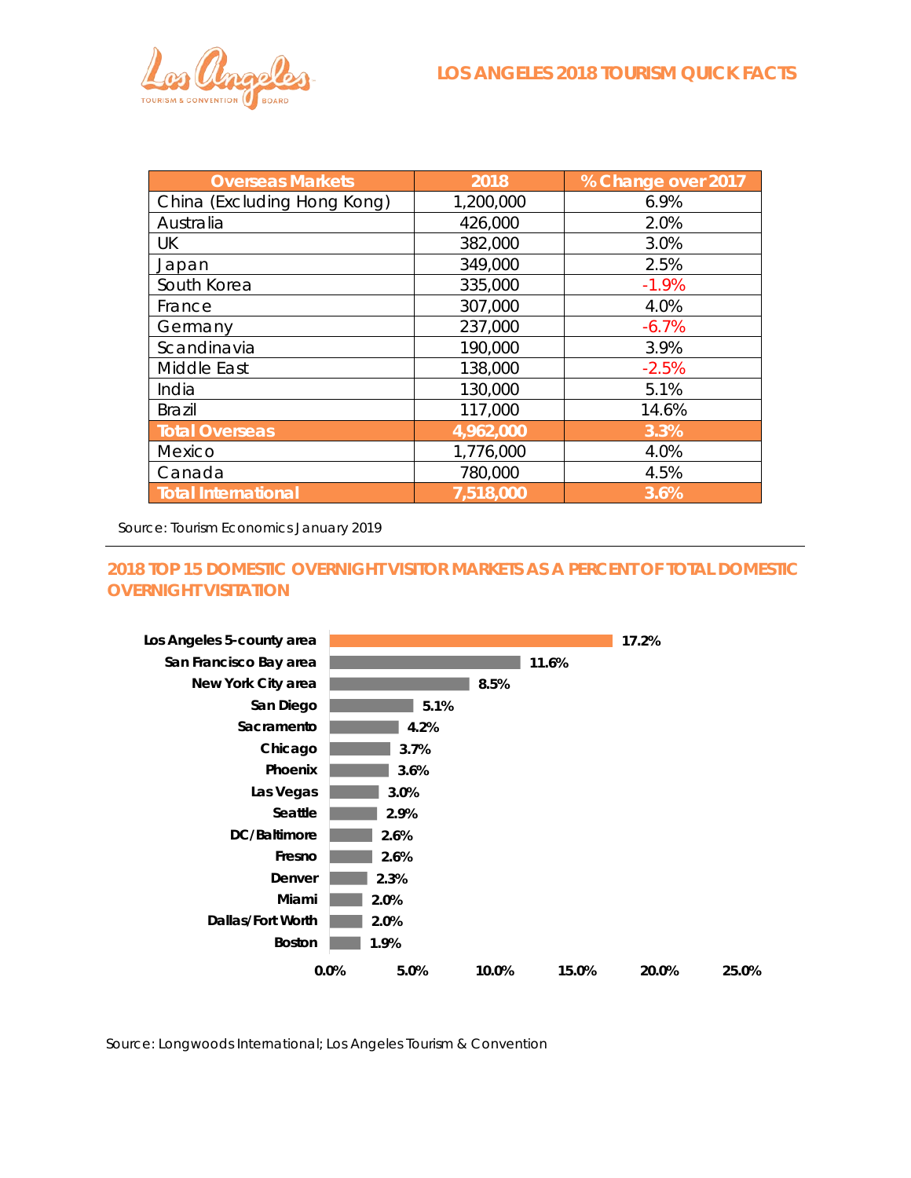# LOS ANGELES 2018 TOURISM QUICK FACTS

| Overseas Markets | 2018 | % Change over 2017 |
| --- | --- | --- |
| China (Excluding Hong Kong) | 1,200,000 | 6.9% |
| Australia | 426,000 | 2.0% |
| UK | 382,000 | 3.0% |
| Japan | 349,000 | 2.5% |
| South Korea | 335,000 | -1.9% |
| France | 307,000 | 4.0% |
| Germany | 237,000 | -6.7% |
| Scandinavia | 190,000 | 3.9% |
| Middle East | 138,000 | -2.5% |
| India | 130,000 | 5.1% |
| Brazil | 117,000 | 14.6% |
| **Total Overseas** | **4,962,000** | **3.3%** |
| Mexico | 1,776,000 | 4.0% |
| Canada | 780,000 | 4.5% |
| **Total International** | **7,518,000** | **3.6%** |

*Source: Tourism Economics January 2019*

## 2018 TOP 15 DOMESTIC OVERNIGHT VISITOR MARKETS AS A PERCENT OF TOTAL DOMESTIC OVERNIGHT VISITATION

| Market | Percent |
| --- | --- |
| Los Angeles 5-county area | 17.2% |
| San Francisco Bay area | 11.6% |
| New York City area | 8.5% |
| San Diego | 5.1% |
| Sacramento | 4.2% |
| Chicago | 3.7% |
| Phoenix | 3.6% |
| Las Vegas | 3.0% |
| Seattle | 2.9% |
| DC/Baltimore | 2.6% |
| Fresno | 2.6% |
| Denver | 2.3% |
| Miami | 2.0% |
| Dallas/Fort Worth | 2.0% |
| Boston | 1.9% |

*Source: Longwoods International; Los Angeles Tourism & Convention*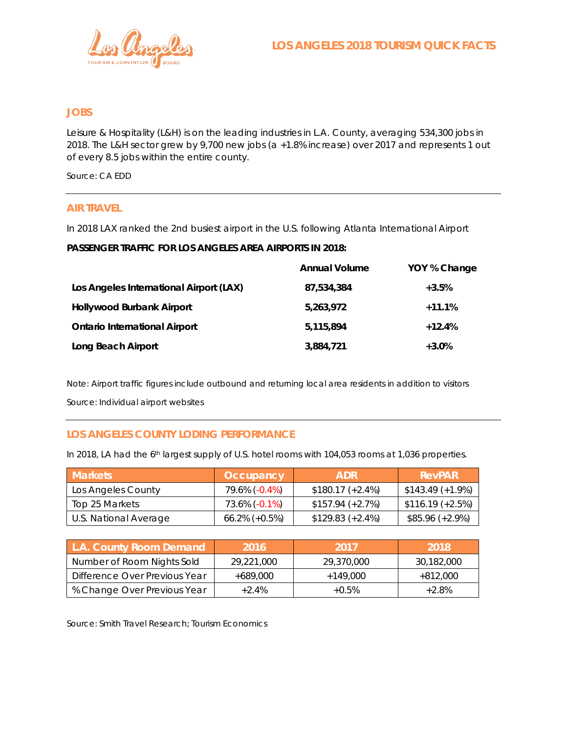# LOS ANGELES 2018 TOURISM QUICK FACTS

## JOBS

Leisure & Hospitality (L&H) is on the leading industries in L.A. County, averaging 534,300 jobs in 2018. The L&H sector grew by 9,700 new jobs (a +1.8% increase) over 2017 and represents 1 out of every 8.5 jobs within the entire county.

Source: CA EDD

---

## AIR TRAVEL

In 2018 LAX ranked the 2nd busiest airport in the U.S. following Atlanta International Airport

**PASSENGER TRAFFIC FOR LOS ANGELES AREA AIRPORTS IN 2018:**

| | Annual Volume | YOY % Change |
|---|---|---|
| **Los Angeles International Airport (LAX)** | **87,534,384** | **+3.5%** |
| **Hollywood Burbank Airport** | **5,263,972** | **+11.1%** |
| **Ontario International Airport** | **5,115,894** | **+12.4%** |
| **Long Beach Airport** | **3,884,721** | **+3.0%** |

Note: Airport traffic figures include outbound and returning local area residents in addition to visitors

Source: Individual airport websites

---

## LOS ANGELES COUNTY LODING PERFORMANCE

In 2018, LA had the 6th largest supply of U.S. hotel rooms with 104,053 rooms at 1,036 properties.

| Markets | Occupancy | ADR | RevPAR |
|---|---|---|---|
| Los Angeles County | 79.6% (-0.4%) | $180.17 (+2.4%) | $143.49 (+1.9%) |
| Top 25 Markets | 73.6% (-0.1%) | $157.94 (+2.7%) | $116.19 (+2.5%) |
| U.S. National Average | 66.2% (+0.5%) | $129.83 (+2.4%) | $85.96 (+2.9%) |

| L.A. County Room Demand | 2016 | 2017 | 2018 |
|---|---|---|---|
| Number of Room Nights Sold | 29,221,000 | 29,370,000 | 30,182,000 |
| Difference Over Previous Year | +689,000 | +149,000 | +812,000 |
| % Change Over Previous Year | +2.4% | +0.5% | +2.8% |

Source: Smith Travel Research; Tourism Economics